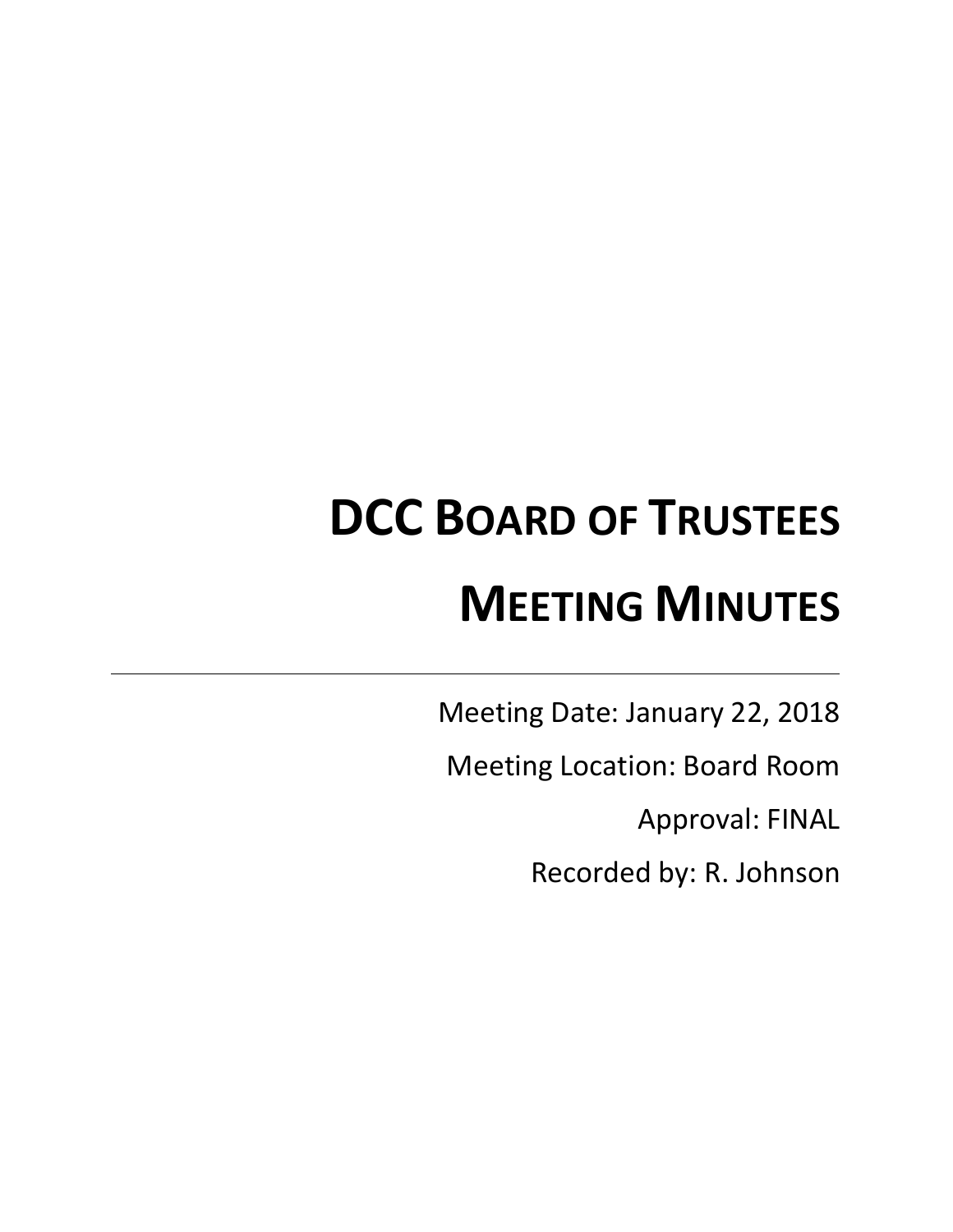# DCC Board of Trustees

# Meeting Minutes

---

Meeting Date: January 22, 2018

Meeting Location: Board Room

Approval: FINAL

Recorded by: R. Johnson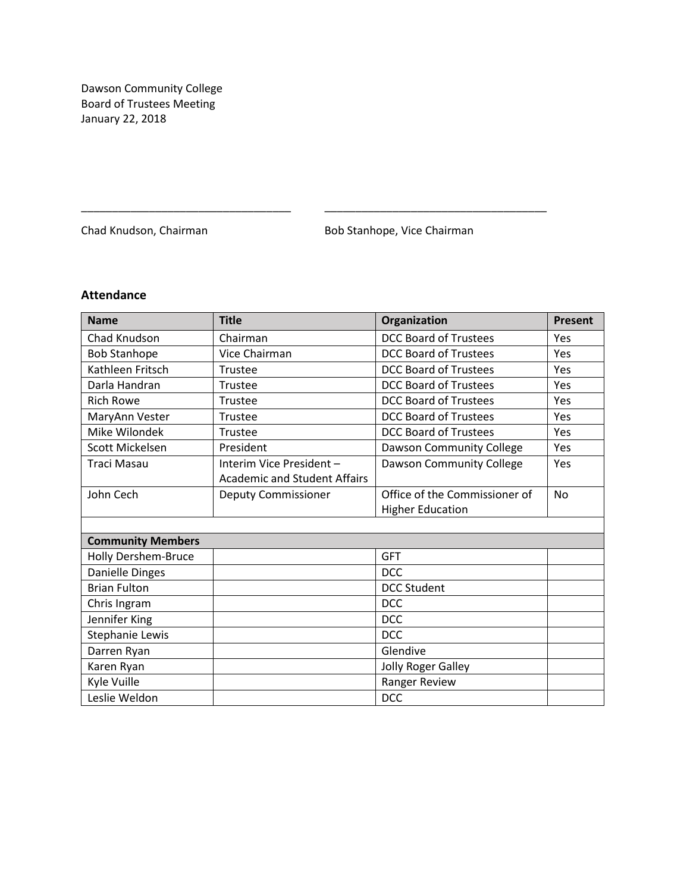Dawson Community College
Board of Trustees Meeting
January 22, 2018

\_\_\_\_\_\_\_\_\_\_\_\_\_\_\_\_\_\_\_\_\_\_\_\_\_\_\_\_\_\_\_\_\_\_ \_\_\_\_\_\_\_\_\_\_\_\_\_\_\_\_\_\_\_\_\_\_\_\_\_\_\_\_\_\_\_\_\_\_\_\_

Chad Knudson, Chairman Bob Stanhope, Vice Chairman

### Attendance

| Name | Title | Organization | Present |
|---|---|---|---|
| Chad Knudson | Chairman | DCC Board of Trustees | Yes |
| Bob Stanhope | Vice Chairman | DCC Board of Trustees | Yes |
| Kathleen Fritsch | Trustee | DCC Board of Trustees | Yes |
| Darla Handran | Trustee | DCC Board of Trustees | Yes |
| Rich Rowe | Trustee | DCC Board of Trustees | Yes |
| MaryAnn Vester | Trustee | DCC Board of Trustees | Yes |
| Mike Wilondek | Trustee | DCC Board of Trustees | Yes |
| Scott Mickelsen | President | Dawson Community College | Yes |
| Traci Masau | Interim Vice President – Academic and Student Affairs | Dawson Community College | Yes |
| John Cech | Deputy Commissioner | Office of the Commissioner of Higher Education | No |
| | | | |
| **Community Members** | | | |
| Holly Dershem-Bruce | | GFT | |
| Danielle Dinges | | DCC | |
| Brian Fulton | | DCC Student | |
| Chris Ingram | | DCC | |
| Jennifer King | | DCC | |
| Stephanie Lewis | | DCC | |
| Darren Ryan | | Glendive | |
| Karen Ryan | | Jolly Roger Galley | |
| Kyle Vuille | | Ranger Review | |
| Leslie Weldon | | DCC | |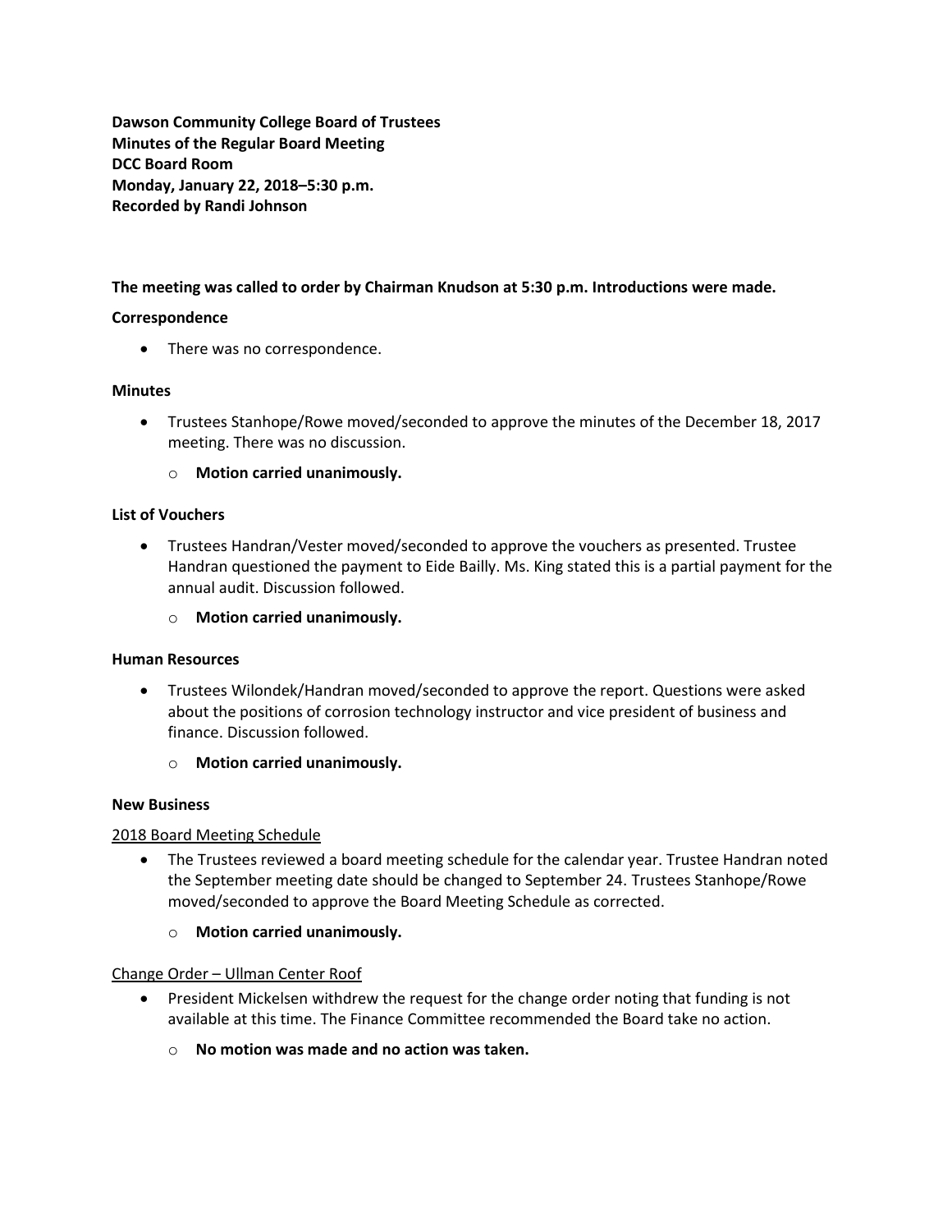**Dawson Community College Board of Trustees**
**Minutes of the Regular Board Meeting**
**DCC Board Room**
**Monday, January 22, 2018–5:30 p.m.**
**Recorded by Randi Johnson**

**The meeting was called to order by Chairman Knudson at 5:30 p.m. Introductions were made.**

**Correspondence**

- There was no correspondence.

**Minutes**

- Trustees Stanhope/Rowe moved/seconded to approve the minutes of the December 18, 2017 meeting. There was no discussion.
    - **Motion carried unanimously.**

**List of Vouchers**

- Trustees Handran/Vester moved/seconded to approve the vouchers as presented. Trustee Handran questioned the payment to Eide Bailly. Ms. King stated this is a partial payment for the annual audit. Discussion followed.
    - **Motion carried unanimously.**

**Human Resources**

- Trustees Wilondek/Handran moved/seconded to approve the report. Questions were asked about the positions of corrosion technology instructor and vice president of business and finance. Discussion followed.
    - **Motion carried unanimously.**

**New Business**

<u>2018 Board Meeting Schedule</u>

- The Trustees reviewed a board meeting schedule for the calendar year. Trustee Handran noted the September meeting date should be changed to September 24. Trustees Stanhope/Rowe moved/seconded to approve the Board Meeting Schedule as corrected.
    - **Motion carried unanimously.**

<u>Change Order – Ullman Center Roof</u>

- President Mickelsen withdrew the request for the change order noting that funding is not available at this time. The Finance Committee recommended the Board take no action.
    - **No motion was made and no action was taken.**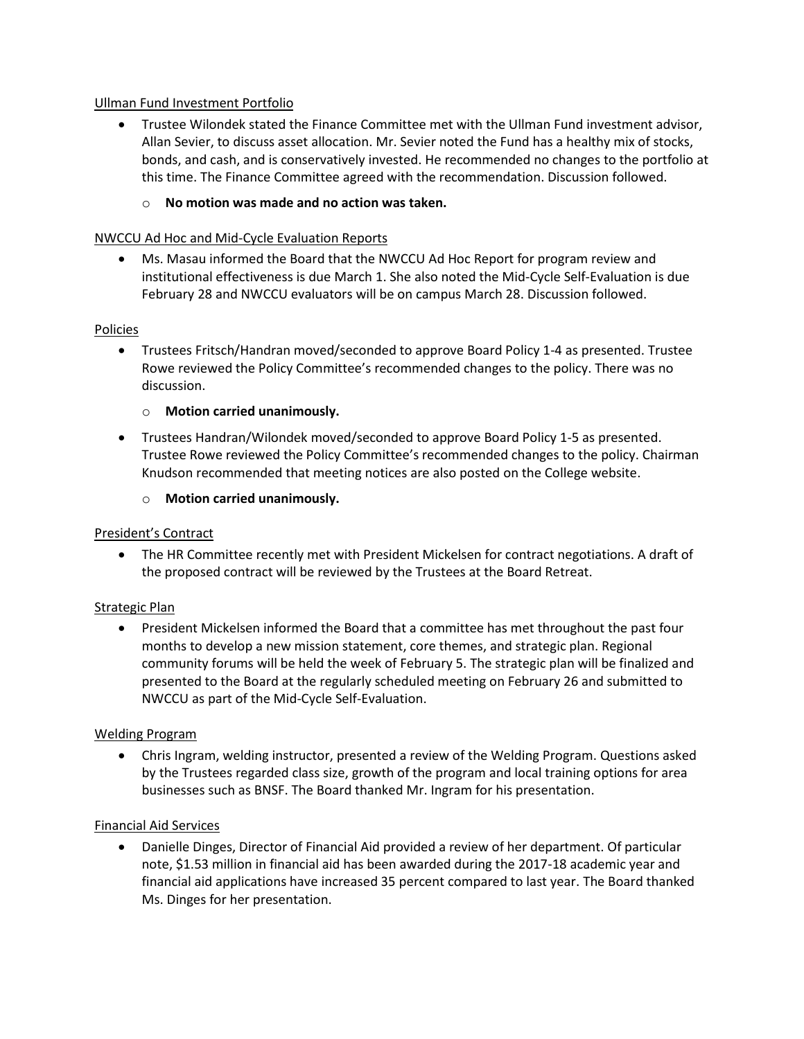Ullman Fund Investment Portfolio

- Trustee Wilondek stated the Finance Committee met with the Ullman Fund investment advisor, Allan Sevier, to discuss asset allocation. Mr. Sevier noted the Fund has a healthy mix of stocks, bonds, and cash, and is conservatively invested. He recommended no changes to the portfolio at this time. The Finance Committee agreed with the recommendation. Discussion followed.
    - **No motion was made and no action was taken.**

NWCCU Ad Hoc and Mid-Cycle Evaluation Reports

- Ms. Masau informed the Board that the NWCCU Ad Hoc Report for program review and institutional effectiveness is due March 1. She also noted the Mid-Cycle Self-Evaluation is due February 28 and NWCCU evaluators will be on campus March 28. Discussion followed.

Policies

- Trustees Fritsch/Handran moved/seconded to approve Board Policy 1-4 as presented. Trustee Rowe reviewed the Policy Committee's recommended changes to the policy. There was no discussion.
    - **Motion carried unanimously.**
- Trustees Handran/Wilondek moved/seconded to approve Board Policy 1-5 as presented. Trustee Rowe reviewed the Policy Committee's recommended changes to the policy. Chairman Knudson recommended that meeting notices are also posted on the College website.
    - **Motion carried unanimously.**

President's Contract

- The HR Committee recently met with President Mickelsen for contract negotiations. A draft of the proposed contract will be reviewed by the Trustees at the Board Retreat.

Strategic Plan

- President Mickelsen informed the Board that a committee has met throughout the past four months to develop a new mission statement, core themes, and strategic plan. Regional community forums will be held the week of February 5. The strategic plan will be finalized and presented to the Board at the regularly scheduled meeting on February 26 and submitted to NWCCU as part of the Mid-Cycle Self-Evaluation.

Welding Program

- Chris Ingram, welding instructor, presented a review of the Welding Program. Questions asked by the Trustees regarded class size, growth of the program and local training options for area businesses such as BNSF. The Board thanked Mr. Ingram for his presentation.

Financial Aid Services

- Danielle Dinges, Director of Financial Aid provided a review of her department. Of particular note, $1.53 million in financial aid has been awarded during the 2017-18 academic year and financial aid applications have increased 35 percent compared to last year. The Board thanked Ms. Dinges for her presentation.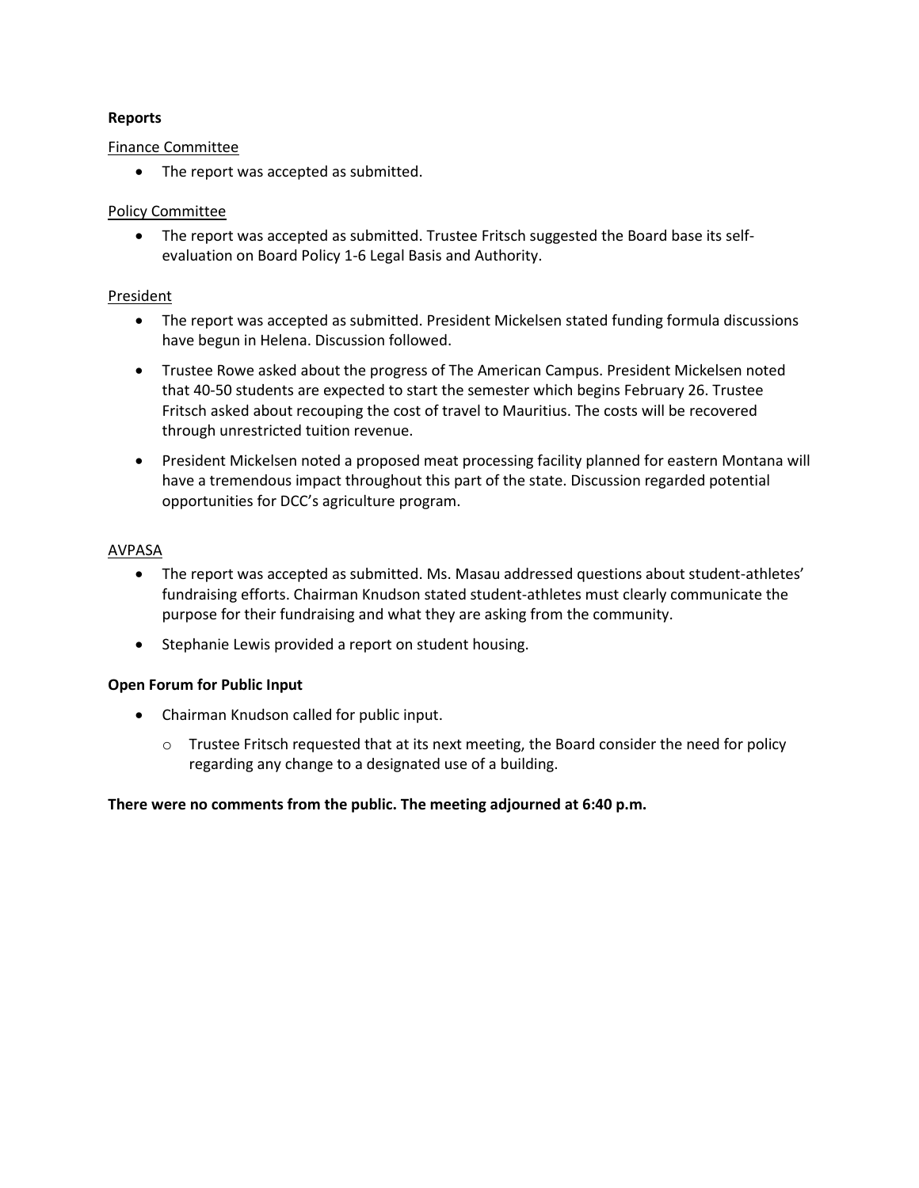**Reports**

Finance Committee

- The report was accepted as submitted.

Policy Committee

- The report was accepted as submitted. Trustee Fritsch suggested the Board base its self-evaluation on Board Policy 1-6 Legal Basis and Authority.

President

- The report was accepted as submitted. President Mickelsen stated funding formula discussions have begun in Helena. Discussion followed.
- Trustee Rowe asked about the progress of The American Campus. President Mickelsen noted that 40-50 students are expected to start the semester which begins February 26. Trustee Fritsch asked about recouping the cost of travel to Mauritius. The costs will be recovered through unrestricted tuition revenue.
- President Mickelsen noted a proposed meat processing facility planned for eastern Montana will have a tremendous impact throughout this part of the state. Discussion regarded potential opportunities for DCC's agriculture program.

AVPASA

- The report was accepted as submitted. Ms. Masau addressed questions about student-athletes' fundraising efforts. Chairman Knudson stated student-athletes must clearly communicate the purpose for their fundraising and what they are asking from the community.
- Stephanie Lewis provided a report on student housing.

**Open Forum for Public Input**

- Chairman Knudson called for public input.
    - Trustee Fritsch requested that at its next meeting, the Board consider the need for policy regarding any change to a designated use of a building.

**There were no comments from the public. The meeting adjourned at 6:40 p.m.**